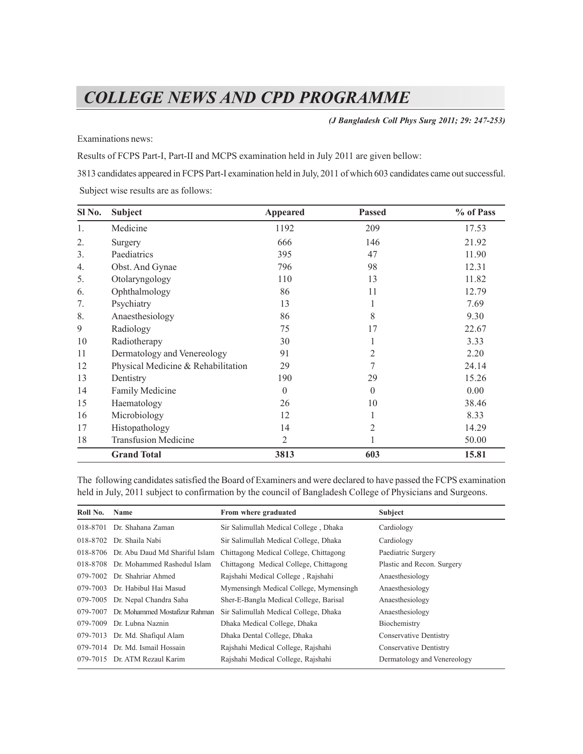# COLLEGE NEWS AND CPD PROGRAMME

*(J Bangladesh Coll Phys Surg 2011; 29: 247-253)*

Examinations news:

Results of FCPS Part-I, Part-II and MCPS examination held in July 2011 are given bellow:

3813 candidates appeared in FCPS Part-I examination held in July, 2011 of which 603 candidates came out successful.

Subject wise results are as follows:

| Sl No. | Subject | Appeared | Passed | % of Pass |
|---|---|---|---|---|
| 1. | Medicine | 1192 | 209 | 17.53 |
| 2. | Surgery | 666 | 146 | 21.92 |
| 3. | Paediatrics | 395 | 47 | 11.90 |
| 4. | Obst. And Gynae | 796 | 98 | 12.31 |
| 5. | Otolaryngology | 110 | 13 | 11.82 |
| 6. | Ophthalmology | 86 | 11 | 12.79 |
| 7. | Psychiatry | 13 | 1 | 7.69 |
| 8. | Anaesthesiology | 86 | 8 | 9.30 |
| 9 | Radiology | 75 | 17 | 22.67 |
| 10 | Radiotherapy | 30 | 1 | 3.33 |
| 11 | Dermatology and Venereology | 91 | 2 | 2.20 |
| 12 | Physical Medicine & Rehabilitation | 29 | 7 | 24.14 |
| 13 | Dentistry | 190 | 29 | 15.26 |
| 14 | Family Medicine | 0 | 0 | 0.00 |
| 15 | Haematology | 26 | 10 | 38.46 |
| 16 | Microbiology | 12 | 1 | 8.33 |
| 17 | Histopathology | 14 | 2 | 14.29 |
| 18 | Transfusion Medicine | 2 | 1 | 50.00 |
| | **Grand Total** | **3813** | **603** | **15.81** |

The following candidates satisfied the Board of Examiners and were declared to have passed the FCPS examination held in July, 2011 subject to confirmation by the council of Bangladesh College of Physicians and Surgeons.

| Roll No. | Name | From where graduated | Subject |
|---|---|---|---|
| 018-8701 | Dr. Shahana Zaman | Sir Salimullah Medical College , Dhaka | Cardiology |
| 018-8702 | Dr. Shaila Nabi | Sir Salimullah Medical College, Dhaka | Cardiology |
| 018-8706 | Dr. Abu Daud Md Shariful Islam | Chittagong Medical College, Chittagong | Paediatric Surgery |
| 018-8708 | Dr. Mohammed Rashedul Islam | Chittagong Medical College, Chittagong | Plastic and Recon. Surgery |
| 079-7002 | Dr. Shahriar Ahmed | Rajshahi Medical College , Rajshahi | Anaesthesiology |
| 079-7003 | Dr. Habibul Hai Masud | Mymensingh Medical College, Mymensingh | Anaesthesiology |
| 079-7005 | Dr. Nepal Chandra Saha | Sher-E-Bangla Medical College, Barisal | Anaesthesiology |
| 079-7007 | Dr. Mohammed Mostafizur Rahman | Sir Salimullah Medical College, Dhaka | Anaesthesiology |
| 079-7009 | Dr. Lubna Naznin | Dhaka Medical College, Dhaka | Biochemistry |
| 079-7013 | Dr. Md. Shafiqul Alam | Dhaka Dental College, Dhaka | Conservative Dentistry |
| 079-7014 | Dr. Md. Ismail Hossain | Rajshahi Medical College, Rajshahi | Conservative Dentistry |
| 079-7015 | Dr. ATM Rezaul Karim | Rajshahi Medical College, Rajshahi | Dermatology and Venereology |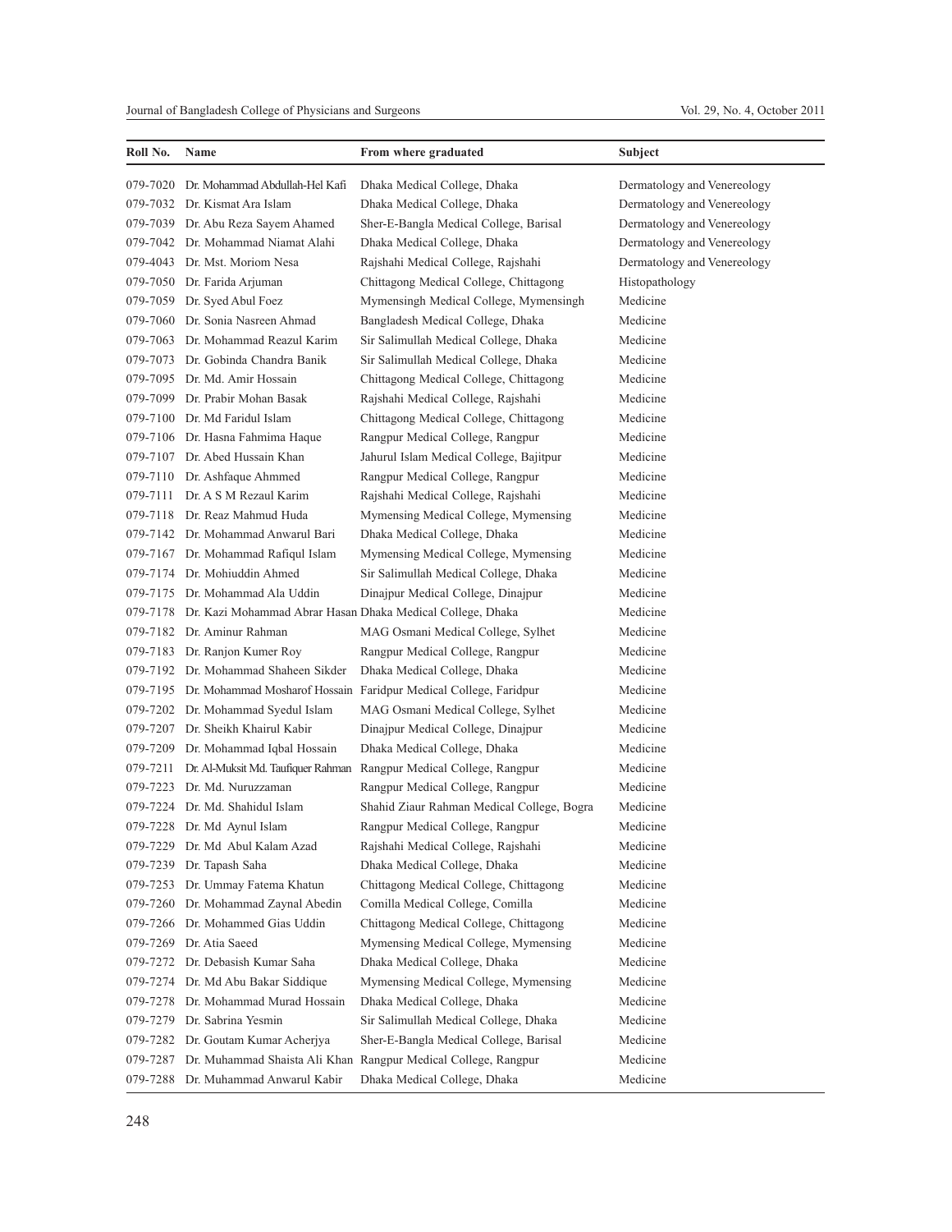| Roll No. | Name | From where graduated | Subject |
|---|---|---|---|
| 079-7020 | Dr. Mohammad Abdullah-Hel Kafi | Dhaka Medical College, Dhaka | Dermatology and Venereology |
| 079-7032 | Dr. Kismat Ara Islam | Dhaka Medical College, Dhaka | Dermatology and Venereology |
| 079-7039 | Dr. Abu Reza Sayem Ahamed | Sher-E-Bangla Medical College, Barisal | Dermatology and Venereology |
| 079-7042 | Dr. Mohammad Niamat Alahi | Dhaka Medical College, Dhaka | Dermatology and Venereology |
| 079-4043 | Dr. Mst. Moriom Nesa | Rajshahi Medical College, Rajshahi | Dermatology and Venereology |
| 079-7050 | Dr. Farida Arjuman | Chittagong Medical College, Chittagong | Histopathology |
| 079-7059 | Dr. Syed Abul Foez | Mymensingh Medical College, Mymensingh | Medicine |
| 079-7060 | Dr. Sonia Nasreen Ahmad | Bangladesh Medical College, Dhaka | Medicine |
| 079-7063 | Dr. Mohammad Reazul Karim | Sir Salimullah Medical College, Dhaka | Medicine |
| 079-7073 | Dr. Gobinda Chandra Banik | Sir Salimullah Medical College, Dhaka | Medicine |
| 079-7095 | Dr. Md. Amir Hossain | Chittagong Medical College, Chittagong | Medicine |
| 079-7099 | Dr. Prabir Mohan Basak | Rajshahi Medical College, Rajshahi | Medicine |
| 079-7100 | Dr. Md Faridul Islam | Chittagong Medical College, Chittagong | Medicine |
| 079-7106 | Dr. Hasna Fahmima Haque | Rangpur Medical College, Rangpur | Medicine |
| 079-7107 | Dr. Abed Hussain Khan | Jahurul Islam Medical College, Bajitpur | Medicine |
| 079-7110 | Dr. Ashfaque Ahmmed | Rangpur Medical College, Rangpur | Medicine |
| 079-7111 | Dr. A S M Rezaul Karim | Rajshahi Medical College, Rajshahi | Medicine |
| 079-7118 | Dr. Reaz Mahmud Huda | Mymensing Medical College, Mymensing | Medicine |
| 079-7142 | Dr. Mohammad Anwarul Bari | Dhaka Medical College, Dhaka | Medicine |
| 079-7167 | Dr. Mohammad Rafiqul Islam | Mymensing Medical College, Mymensing | Medicine |
| 079-7174 | Dr. Mohiuddin Ahmed | Sir Salimullah Medical College, Dhaka | Medicine |
| 079-7175 | Dr. Mohammad Ala Uddin | Dinajpur Medical College, Dinajpur | Medicine |
| 079-7178 | Dr. Kazi Mohammad Abrar Hasan | Dhaka Medical College, Dhaka | Medicine |
| 079-7182 | Dr. Aminur Rahman | MAG Osmani Medical College, Sylhet | Medicine |
| 079-7183 | Dr. Ranjon Kumer Roy | Rangpur Medical College, Rangpur | Medicine |
| 079-7192 | Dr. Mohammad Shaheen Sikder | Dhaka Medical College, Dhaka | Medicine |
| 079-7195 | Dr. Mohammad Mosharof Hossain | Faridpur Medical College, Faridpur | Medicine |
| 079-7202 | Dr. Mohammad Syedul Islam | MAG Osmani Medical College, Sylhet | Medicine |
| 079-7207 | Dr. Sheikh Khairul Kabir | Dinajpur Medical College, Dinajpur | Medicine |
| 079-7209 | Dr. Mohammad Iqbal Hossain | Dhaka Medical College, Dhaka | Medicine |
| 079-7211 | Dr. Al-Muksit Md. Taufiquer Rahman | Rangpur Medical College, Rangpur | Medicine |
| 079-7223 | Dr. Md. Nuruzzaman | Rangpur Medical College, Rangpur | Medicine |
| 079-7224 | Dr. Md. Shahidul Islam | Shahid Ziaur Rahman Medical College, Bogra | Medicine |
| 079-7228 | Dr. Md Aynul Islam | Rangpur Medical College, Rangpur | Medicine |
| 079-7229 | Dr. Md Abul Kalam Azad | Rajshahi Medical College, Rajshahi | Medicine |
| 079-7239 | Dr. Tapash Saha | Dhaka Medical College, Dhaka | Medicine |
| 079-7253 | Dr. Ummay Fatema Khatun | Chittagong Medical College, Chittagong | Medicine |
| 079-7260 | Dr. Mohammad Zaynal Abedin | Comilla Medical College, Comilla | Medicine |
| 079-7266 | Dr. Mohammed Gias Uddin | Chittagong Medical College, Chittagong | Medicine |
| 079-7269 | Dr. Atia Saeed | Mymensing Medical College, Mymensing | Medicine |
| 079-7272 | Dr. Debasish Kumar Saha | Dhaka Medical College, Dhaka | Medicine |
| 079-7274 | Dr. Md Abu Bakar Siddique | Mymensing Medical College, Mymensing | Medicine |
| 079-7278 | Dr. Mohammad Murad Hossain | Dhaka Medical College, Dhaka | Medicine |
| 079-7279 | Dr. Sabrina Yesmin | Sir Salimullah Medical College, Dhaka | Medicine |
| 079-7282 | Dr. Goutam Kumar Acherjya | Sher-E-Bangla Medical College, Barisal | Medicine |
| 079-7287 | Dr. Muhammad Shaista Ali Khan | Rangpur Medical College, Rangpur | Medicine |
| 079-7288 | Dr. Muhammad Anwarul Kabir | Dhaka Medical College, Dhaka | Medicine |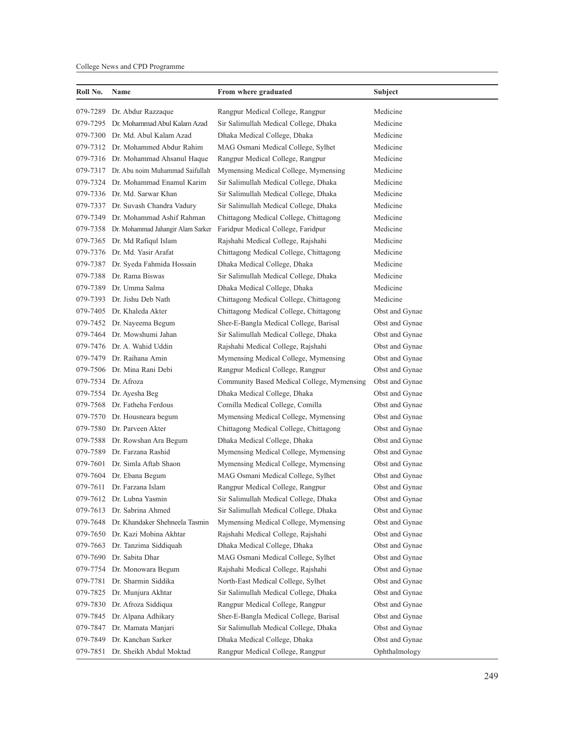| Roll No. | Name | From where graduated | Subject |
|---|---|---|---|
| 079-7289 | Dr. Abdur Razzaque | Rangpur Medical College, Rangpur | Medicine |
| 079-7295 | Dr. Mohammad Abul Kalam Azad | Sir Salimullah Medical College, Dhaka | Medicine |
| 079-7300 | Dr. Md. Abul Kalam Azad | Dhaka Medical College, Dhaka | Medicine |
| 079-7312 | Dr. Mohammed Abdur Rahim | MAG Osmani Medical College, Sylhet | Medicine |
| 079-7316 | Dr. Mohammad Ahsanul Haque | Rangpur Medical College, Rangpur | Medicine |
| 079-7317 | Dr. Abu noim Muhammad Saifullah | Mymensing Medical College, Mymensing | Medicine |
| 079-7324 | Dr. Mohammad Enamul Karim | Sir Salimullah Medical College, Dhaka | Medicine |
| 079-7336 | Dr. Md. Sarwar Khan | Sir Salimullah Medical College, Dhaka | Medicine |
| 079-7337 | Dr. Suvash Chandra Vadury | Sir Salimullah Medical College, Dhaka | Medicine |
| 079-7349 | Dr. Mohammad Ashif Rahman | Chittagong Medical College, Chittagong | Medicine |
| 079-7358 | Dr. Mohammad Jahangir Alam Sarker | Faridpur Medical College, Faridpur | Medicine |
| 079-7365 | Dr. Md Rafiqul Islam | Rajshahi Medical College, Rajshahi | Medicine |
| 079-7376 | Dr. Md. Yasir Arafat | Chittagong Medical College, Chittagong | Medicine |
| 079-7387 | Dr. Syeda Fahmida Hossain | Dhaka Medical College, Dhaka | Medicine |
| 079-7388 | Dr. Rama Biswas | Sir Salimullah Medical College, Dhaka | Medicine |
| 079-7389 | Dr. Umma Salma | Dhaka Medical College, Dhaka | Medicine |
| 079-7393 | Dr. Jishu Deb Nath | Chittagong Medical College, Chittagong | Medicine |
| 079-7405 | Dr. Khaleda Akter | Chittagong Medical College, Chittagong | Obst and Gynae |
| 079-7452 | Dr. Nayeema Begum | Sher-E-Bangla Medical College, Barisal | Obst and Gynae |
| 079-7464 | Dr. Mowshumi Jahan | Sir Salimullah Medical College, Dhaka | Obst and Gynae |
| 079-7476 | Dr. A. Wahid Uddin | Rajshahi Medical College, Rajshahi | Obst and Gynae |
| 079-7479 | Dr. Raihana Amin | Mymensing Medical College, Mymensing | Obst and Gynae |
| 079-7506 | Dr. Mina Rani Debi | Rangpur Medical College, Rangpur | Obst and Gynae |
| 079-7534 | Dr. Afroza | Community Based Medical College, Mymensing | Obst and Gynae |
| 079-7554 | Dr. Ayesha Beg | Dhaka Medical College, Dhaka | Obst and Gynae |
| 079-7568 | Dr. Fatheha Ferdous | Comilla Medical College, Comilla | Obst and Gynae |
| 079-7570 | Dr. Housneara begum | Mymensing Medical College, Mymensing | Obst and Gynae |
| 079-7580 | Dr. Parveen Akter | Chittagong Medical College, Chittagong | Obst and Gynae |
| 079-7588 | Dr. Rowshan Ara Begum | Dhaka Medical College, Dhaka | Obst and Gynae |
| 079-7589 | Dr. Farzana Rashid | Mymensing Medical College, Mymensing | Obst and Gynae |
| 079-7601 | Dr. Simla Aftab Shaon | Mymensing Medical College, Mymensing | Obst and Gynae |
| 079-7604 | Dr. Ebana Begum | MAG Osmani Medical College, Sylhet | Obst and Gynae |
| 079-7611 | Dr. Farzana Islam | Rangpur Medical College, Rangpur | Obst and Gynae |
| 079-7612 | Dr. Lubna Yasmin | Sir Salimullah Medical College, Dhaka | Obst and Gynae |
| 079-7613 | Dr. Sabrina Ahmed | Sir Salimullah Medical College, Dhaka | Obst and Gynae |
| 079-7648 | Dr. Khandaker Shehneela Tasmin | Mymensing Medical College, Mymensing | Obst and Gynae |
| 079-7650 | Dr. Kazi Mobina Akhtar | Rajshahi Medical College, Rajshahi | Obst and Gynae |
| 079-7663 | Dr. Tanzima Siddiquah | Dhaka Medical College, Dhaka | Obst and Gynae |
| 079-7690 | Dr. Sabita Dhar | MAG Osmani Medical College, Sylhet | Obst and Gynae |
| 079-7754 | Dr. Monowara Begum | Rajshahi Medical College, Rajshahi | Obst and Gynae |
| 079-7781 | Dr. Sharmin Siddika | North-East Medical College, Sylhet | Obst and Gynae |
| 079-7825 | Dr. Munjura Akhtar | Sir Salimullah Medical College, Dhaka | Obst and Gynae |
| 079-7830 | Dr. Afroza Siddiqua | Rangpur Medical College, Rangpur | Obst and Gynae |
| 079-7845 | Dr. Alpana Adhikary | Sher-E-Bangla Medical College, Barisal | Obst and Gynae |
| 079-7847 | Dr. Mamata Manjari | Sir Salimullah Medical College, Dhaka | Obst and Gynae |
| 079-7849 | Dr. Kanchan Sarker | Dhaka Medical College, Dhaka | Obst and Gynae |
| 079-7851 | Dr. Sheikh Abdul Moktad | Rangpur Medical College, Rangpur | Ophthalmology |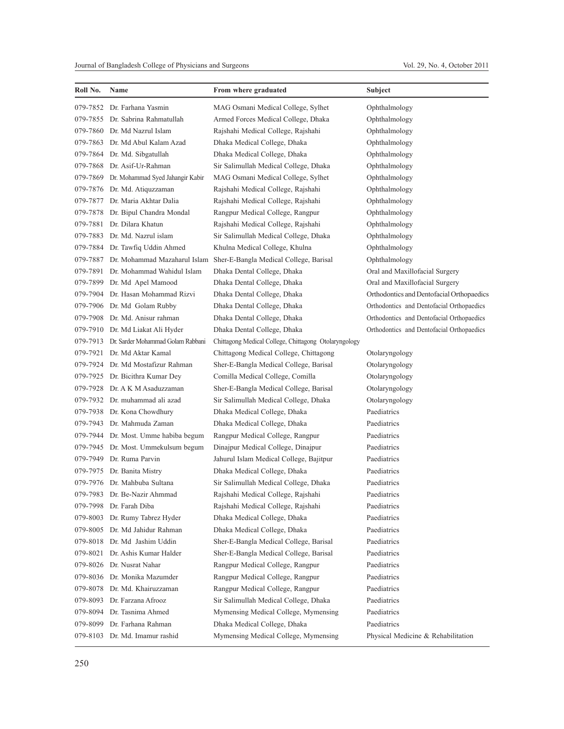| Roll No. | Name | From where graduated | Subject |
|---|---|---|---|
| 079-7852 | Dr. Farhana Yasmin | MAG Osmani Medical College, Sylhet | Ophthalmology |
| 079-7855 | Dr. Sabrina Rahmatullah | Armed Forces Medical College, Dhaka | Ophthalmology |
| 079-7860 | Dr. Md Nazrul Islam | Rajshahi Medical College, Rajshahi | Ophthalmology |
| 079-7863 | Dr. Md Abul Kalam Azad | Dhaka Medical College, Dhaka | Ophthalmology |
| 079-7864 | Dr. Md. Sibgatullah | Dhaka Medical College, Dhaka | Ophthalmology |
| 079-7868 | Dr. Asif-Ur-Rahman | Sir Salimullah Medical College, Dhaka | Ophthalmology |
| 079-7869 | Dr. Mohammad Syed Jahangir Kabir | MAG Osmani Medical College, Sylhet | Ophthalmology |
| 079-7876 | Dr. Md. Atiquzzaman | Rajshahi Medical College, Rajshahi | Ophthalmology |
| 079-7877 | Dr. Maria Akhtar Dalia | Rajshahi Medical College, Rajshahi | Ophthalmology |
| 079-7878 | Dr. Bipul Chandra Mondal | Rangpur Medical College, Rangpur | Ophthalmology |
| 079-7881 | Dr. Dilara Khatun | Rajshahi Medical College, Rajshahi | Ophthalmology |
| 079-7883 | Dr. Md. Nazrul islam | Sir Salimullah Medical College, Dhaka | Ophthalmology |
| 079-7884 | Dr. Tawfiq Uddin Ahmed | Khulna Medical College, Khulna | Ophthalmology |
| 079-7887 | Dr. Mohammad Mazaharul Islam | Sher-E-Bangla Medical College, Barisal | Ophthalmology |
| 079-7891 | Dr. Mohammad Wahidul Islam | Dhaka Dental College, Dhaka | Oral and Maxillofacial Surgery |
| 079-7899 | Dr. Md Apel Mamood | Dhaka Dental College, Dhaka | Oral and Maxillofacial Surgery |
| 079-7904 | Dr. Hasan Mohammad Rizvi | Dhaka Dental College, Dhaka | Orthodontics and Dentofacial Orthopaedics |
| 079-7906 | Dr. Md Golam Rubby | Dhaka Dental College, Dhaka | Orthodontics and Dentofacial Orthopaedics |
| 079-7908 | Dr. Md. Anisur rahman | Dhaka Dental College, Dhaka | Orthodontics and Dentofacial Orthopaedics |
| 079-7910 | Dr. Md Liakat Ali Hyder | Dhaka Dental College, Dhaka | Orthodontics and Dentofacial Orthopaedics |
| 079-7913 | Dr. Sarder Mohammad Golam Rabbani | Chittagong Medical College, Chittagong | Otolaryngology |
| 079-7921 | Dr. Md Aktar Kamal | Chittagong Medical College, Chittagong | Otolaryngology |
| 079-7924 | Dr. Md Mostafizur Rahman | Sher-E-Bangla Medical College, Barisal | Otolaryngology |
| 079-7925 | Dr. Bicithra Kumar Dey | Comilla Medical College, Comilla | Otolaryngology |
| 079-7928 | Dr. A K M Asaduzzaman | Sher-E-Bangla Medical College, Barisal | Otolaryngology |
| 079-7932 | Dr. muhammad ali azad | Sir Salimullah Medical College, Dhaka | Otolaryngology |
| 079-7938 | Dr. Kona Chowdhury | Dhaka Medical College, Dhaka | Paediatrics |
| 079-7943 | Dr. Mahmuda Zaman | Dhaka Medical College, Dhaka | Paediatrics |
| 079-7944 | Dr. Most. Umme habiba begum | Rangpur Medical College, Rangpur | Paediatrics |
| 079-7945 | Dr. Most. Ummekulsum begum | Dinajpur Medical College, Dinajpur | Paediatrics |
| 079-7949 | Dr. Ruma Parvin | Jahurul Islam Medical College, Bajitpur | Paediatrics |
| 079-7975 | Dr. Banita Mistry | Dhaka Medical College, Dhaka | Paediatrics |
| 079-7976 | Dr. Mahbuba Sultana | Sir Salimullah Medical College, Dhaka | Paediatrics |
| 079-7983 | Dr. Be-Nazir Ahmmad | Rajshahi Medical College, Rajshahi | Paediatrics |
| 079-7998 | Dr. Farah Diba | Rajshahi Medical College, Rajshahi | Paediatrics |
| 079-8003 | Dr. Rumy Tabrez Hyder | Dhaka Medical College, Dhaka | Paediatrics |
| 079-8005 | Dr. Md Jahidur Rahman | Dhaka Medical College, Dhaka | Paediatrics |
| 079-8018 | Dr. Md Jashim Uddin | Sher-E-Bangla Medical College, Barisal | Paediatrics |
| 079-8021 | Dr. Ashis Kumar Halder | Sher-E-Bangla Medical College, Barisal | Paediatrics |
| 079-8026 | Dr. Nusrat Nahar | Rangpur Medical College, Rangpur | Paediatrics |
| 079-8036 | Dr. Monika Mazumder | Rangpur Medical College, Rangpur | Paediatrics |
| 079-8078 | Dr. Md. Khairuzzaman | Rangpur Medical College, Rangpur | Paediatrics |
| 079-8093 | Dr. Farzana Afrooz | Sir Salimullah Medical College, Dhaka | Paediatrics |
| 079-8094 | Dr. Tasnima Ahmed | Mymensing Medical College, Mymensing | Paediatrics |
| 079-8099 | Dr. Farhana Rahman | Dhaka Medical College, Dhaka | Paediatrics |
| 079-8103 | Dr. Md. Imamur rashid | Mymensing Medical College, Mymensing | Physical Medicine & Rehabilitation |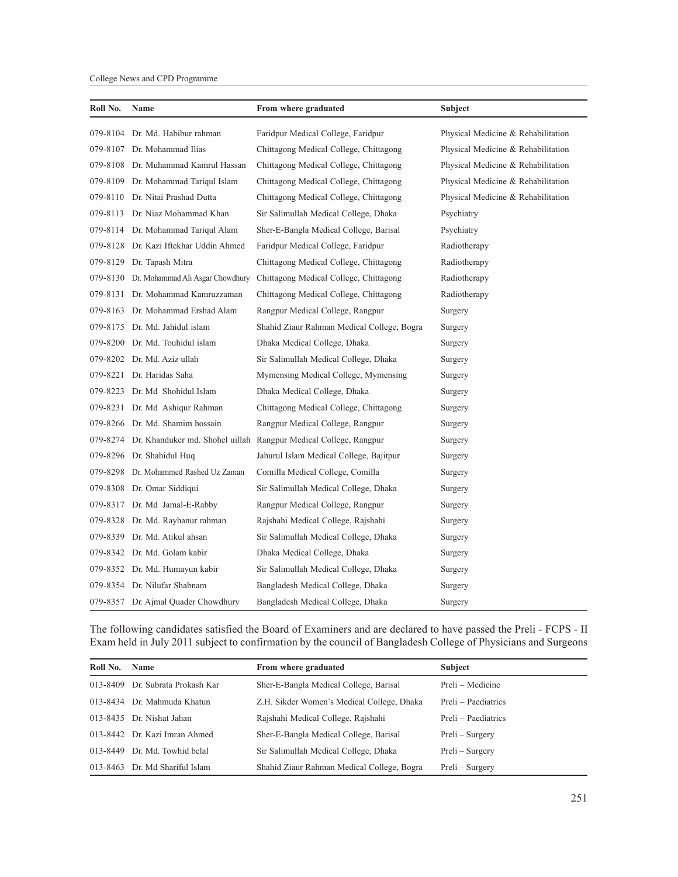| Roll No. | Name | From where graduated | Subject |
|---|---|---|---|
| 079-8104 | Dr. Md. Habibur rahman | Faridpur Medical College, Faridpur | Physical Medicine & Rehabilitation |
| 079-8107 | Dr. Mohammad Ilias | Chittagong Medical College, Chittagong | Physical Medicine & Rehabilitation |
| 079-8108 | Dr. Muhammad Kamrul Hassan | Chittagong Medical College, Chittagong | Physical Medicine & Rehabilitation |
| 079-8109 | Dr. Mohammad Tariqul Islam | Chittagong Medical College, Chittagong | Physical Medicine & Rehabilitation |
| 079-8110 | Dr. Nitai Prashad Dutta | Chittagong Medical College, Chittagong | Physical Medicine & Rehabilitation |
| 079-8113 | Dr. Niaz Mohammad Khan | Sir Salimullah Medical College, Dhaka | Psychiatry |
| 079-8114 | Dr. Mohammad Tariqul Alam | Sher-E-Bangla Medical College, Barisal | Psychiatry |
| 079-8128 | Dr. Kazi Iftekhar Uddin Ahmed | Faridpur Medical College, Faridpur | Radiotherapy |
| 079-8129 | Dr. Tapash Mitra | Chittagong Medical College, Chittagong | Radiotherapy |
| 079-8130 | Dr. Mohammad Ali Asgar Chowdhury | Chittagong Medical College, Chittagong | Radiotherapy |
| 079-8131 | Dr. Mohammad Kamruzzaman | Chittagong Medical College, Chittagong | Radiotherapy |
| 079-8163 | Dr. Mohammad Ershad Alam | Rangpur Medical College, Rangpur | Surgery |
| 079-8175 | Dr. Md. Jahidul islam | Shahid Ziaur Rahman Medical College, Bogra | Surgery |
| 079-8200 | Dr. Md. Touhidul islam | Dhaka Medical College, Dhaka | Surgery |
| 079-8202 | Dr. Md. Aziz ullah | Sir Salimullah Medical College, Dhaka | Surgery |
| 079-8221 | Dr. Haridas Saha | Mymensing Medical College, Mymensing | Surgery |
| 079-8223 | Dr. Md Shohidul Islam | Dhaka Medical College, Dhaka | Surgery |
| 079-8231 | Dr. Md Ashiqur Rahman | Chittagong Medical College, Chittagong | Surgery |
| 079-8266 | Dr. Md. Shamim hossain | Rangpur Medical College, Rangpur | Surgery |
| 079-8274 | Dr. Khanduker md. Shohel uillah | Rangpur Medical College, Rangpur | Surgery |
| 079-8296 | Dr. Shahidul Huq | Jahurul Islam Medical College, Bajitpur | Surgery |
| 079-8298 | Dr. Mohammed Rashed Uz Zaman | Comilla Medical College, Comilla | Surgery |
| 079-8308 | Dr. Omar Siddiqui | Sir Salimullah Medical College, Dhaka | Surgery |
| 079-8317 | Dr. Md Jamal-E-Rabby | Rangpur Medical College, Rangpur | Surgery |
| 079-8328 | Dr. Md. Rayhanur rahman | Rajshahi Medical College, Rajshahi | Surgery |
| 079-8339 | Dr. Md. Atikul ahsan | Sir Salimullah Medical College, Dhaka | Surgery |
| 079-8342 | Dr. Md. Golam kabir | Dhaka Medical College, Dhaka | Surgery |
| 079-8352 | Dr. Md. Humayun kabir | Sir Salimullah Medical College, Dhaka | Surgery |
| 079-8354 | Dr. Nilufar Shabnam | Bangladesh Medical College, Dhaka | Surgery |
| 079-8357 | Dr. Ajmal Quader Chowdhury | Bangladesh Medical College, Dhaka | Surgery |

The following candidates satisfied the Board of Examiners and are declared to have passed the Preli - FCPS - II Exam held in July 2011 subject to confirmation by the council of Bangladesh College of Physicians and Surgeons

| Roll No. | Name | From where graduated | Subject |
|---|---|---|---|
| 013-8409 | Dr. Subrata Prokash Kar | Sher-E-Bangla Medical College, Barisal | Preli – Medicine |
| 013-8434 | Dr. Mahmuda Khatun | Z.H. Sikder Women's Medical College, Dhaka | Preli – Paediatrics |
| 013-8435 | Dr. Nishat Jahan | Rajshahi Medical College, Rajshahi | Preli – Paediatrics |
| 013-8442 | Dr. Kazi Imran Ahmed | Sher-E-Bangla Medical College, Barisal | Preli – Surgery |
| 013-8449 | Dr. Md. Towhid belal | Sir Salimullah Medical College, Dhaka | Preli – Surgery |
| 013-8463 | Dr. Md Shariful Islam | Shahid Ziaur Rahman Medical College, Bogra | Preli – Surgery |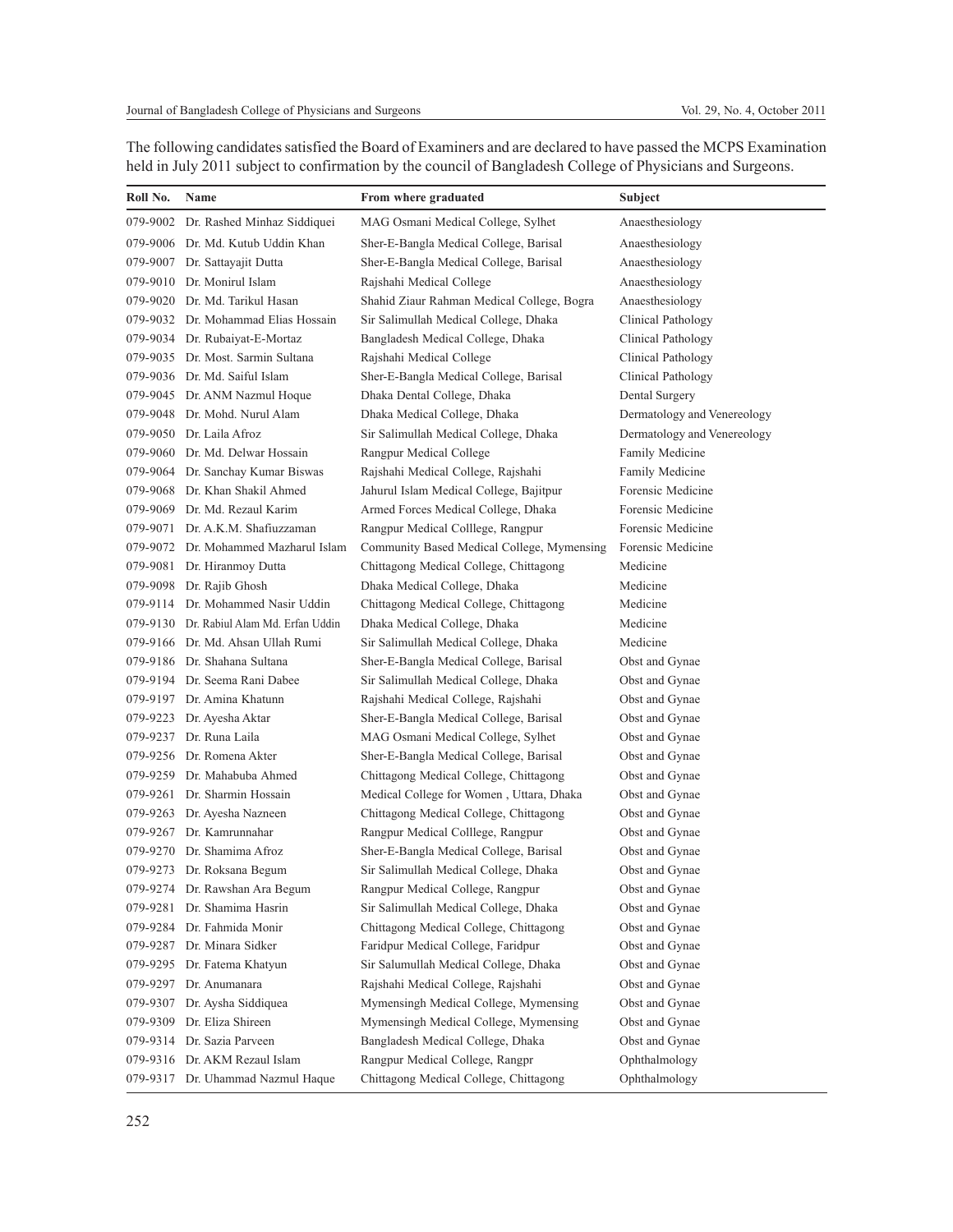The following candidates satisfied the Board of Examiners and are declared to have passed the MCPS Examination held in July 2011 subject to confirmation by the council of Bangladesh College of Physicians and Surgeons.

| Roll No. | Name | From where graduated | Subject |
|---|---|---|---|
| 079-9002 | Dr. Rashed Minhaz Siddiquei | MAG Osmani Medical College, Sylhet | Anaesthesiology |
| 079-9006 | Dr. Md. Kutub Uddin Khan | Sher-E-Bangla Medical College, Barisal | Anaesthesiology |
| 079-9007 | Dr. Sattayajit Dutta | Sher-E-Bangla Medical College, Barisal | Anaesthesiology |
| 079-9010 | Dr. Monirul Islam | Rajshahi Medical College | Anaesthesiology |
| 079-9020 | Dr. Md. Tarikul Hasan | Shahid Ziaur Rahman Medical College, Bogra | Anaesthesiology |
| 079-9032 | Dr. Mohammad Elias Hossain | Sir Salimullah Medical College, Dhaka | Clinical Pathology |
| 079-9034 | Dr. Rubaiyat-E-Mortaz | Bangladesh Medical College, Dhaka | Clinical Pathology |
| 079-9035 | Dr. Most. Sarmin Sultana | Rajshahi Medical College | Clinical Pathology |
| 079-9036 | Dr. Md. Saiful Islam | Sher-E-Bangla Medical College, Barisal | Clinical Pathology |
| 079-9045 | Dr. ANM Nazmul Hoque | Dhaka Dental College, Dhaka | Dental Surgery |
| 079-9048 | Dr. Mohd. Nurul Alam | Dhaka Medical College, Dhaka | Dermatology and Venereology |
| 079-9050 | Dr. Laila Afroz | Sir Salimullah Medical College, Dhaka | Dermatology and Venereology |
| 079-9060 | Dr. Md. Delwar Hossain | Rangpur Medical College | Family Medicine |
| 079-9064 | Dr. Sanchay Kumar Biswas | Rajshahi Medical College, Rajshahi | Family Medicine |
| 079-9068 | Dr. Khan Shakil Ahmed | Jahurul Islam Medical College, Bajitpur | Forensic Medicine |
| 079-9069 | Dr. Md. Rezaul Karim | Armed Forces Medical College, Dhaka | Forensic Medicine |
| 079-9071 | Dr. A.K.M. Shafiuzzaman | Rangpur Medical Colllege, Rangpur | Forensic Medicine |
| 079-9072 | Dr. Mohammed Mazharul Islam | Community Based Medical College, Mymensing | Forensic Medicine |
| 079-9081 | Dr. Hiranmoy Dutta | Chittagong Medical College, Chittagong | Medicine |
| 079-9098 | Dr. Rajib Ghosh | Dhaka Medical College, Dhaka | Medicine |
| 079-9114 | Dr. Mohammed Nasir Uddin | Chittagong Medical College, Chittagong | Medicine |
| 079-9130 | Dr. Rabiul Alam Md. Erfan Uddin | Dhaka Medical College, Dhaka | Medicine |
| 079-9166 | Dr. Md. Ahsan Ullah Rumi | Sir Salimullah Medical College, Dhaka | Medicine |
| 079-9186 | Dr. Shahana Sultana | Sher-E-Bangla Medical College, Barisal | Obst and Gynae |
| 079-9194 | Dr. Seema Rani Dabee | Sir Salimullah Medical College, Dhaka | Obst and Gynae |
| 079-9197 | Dr. Amina Khatunn | Rajshahi Medical College, Rajshahi | Obst and Gynae |
| 079-9223 | Dr. Ayesha Aktar | Sher-E-Bangla Medical College, Barisal | Obst and Gynae |
| 079-9237 | Dr. Runa Laila | MAG Osmani Medical College, Sylhet | Obst and Gynae |
| 079-9256 | Dr. Romena Akter | Sher-E-Bangla Medical College, Barisal | Obst and Gynae |
| 079-9259 | Dr. Mahabuba Ahmed | Chittagong Medical College, Chittagong | Obst and Gynae |
| 079-9261 | Dr. Sharmin Hossain | Medical College for Women , Uttara, Dhaka | Obst and Gynae |
| 079-9263 | Dr. Ayesha Nazneen | Chittagong Medical College, Chittagong | Obst and Gynae |
| 079-9267 | Dr. Kamrunnahar | Rangpur Medical Colllege, Rangpur | Obst and Gynae |
| 079-9270 | Dr. Shamima Afroz | Sher-E-Bangla Medical College, Barisal | Obst and Gynae |
| 079-9273 | Dr. Roksana Begum | Sir Salimullah Medical College, Dhaka | Obst and Gynae |
| 079-9274 | Dr. Rawshan Ara Begum | Rangpur Medical College, Rangpur | Obst and Gynae |
| 079-9281 | Dr. Shamima Hasrin | Sir Salimullah Medical College, Dhaka | Obst and Gynae |
| 079-9284 | Dr. Fahmida Monir | Chittagong Medical College, Chittagong | Obst and Gynae |
| 079-9287 | Dr. Minara Sidker | Faridpur Medical College, Faridpur | Obst and Gynae |
| 079-9295 | Dr. Fatema Khatyun | Sir Salumullah Medical College, Dhaka | Obst and Gynae |
| 079-9297 | Dr. Anumanara | Rajshahi Medical College, Rajshahi | Obst and Gynae |
| 079-9307 | Dr. Aysha Siddiquea | Mymensingh Medical College, Mymensing | Obst and Gynae |
| 079-9309 | Dr. Eliza Shireen | Mymensingh Medical College, Mymensing | Obst and Gynae |
| 079-9314 | Dr. Sazia Parveen | Bangladesh Medical College, Dhaka | Obst and Gynae |
| 079-9316 | Dr. AKM Rezaul Islam | Rangpur Medical College, Rangpr | Ophthalmology |
| 079-9317 | Dr. Uhammad Nazmul Haque | Chittagong Medical College, Chittagong | Ophthalmology |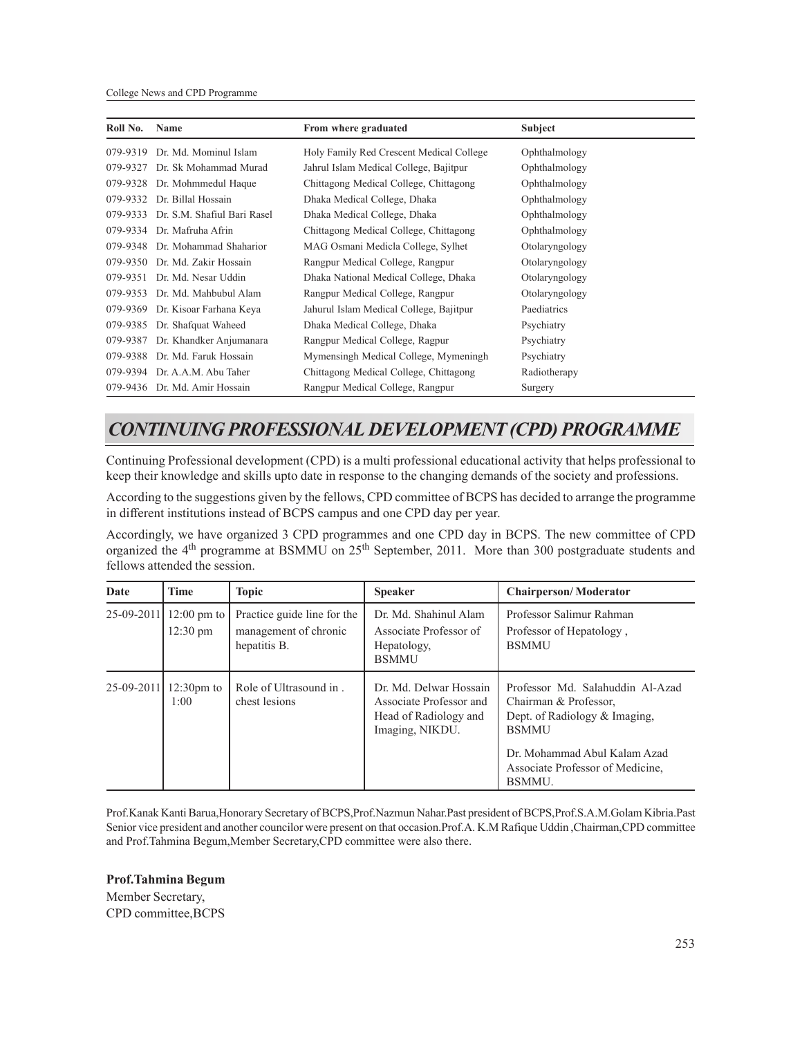| Roll No. | Name | From where graduated | Subject |
|---|---|---|---|
| 079-9319 | Dr. Md. Mominul Islam | Holy Family Red Crescent Medical College | Ophthalmology |
| 079-9327 | Dr. Sk Mohammad Murad | Jahrul Islam Medical College, Bajitpur | Ophthalmology |
| 079-9328 | Dr. Mohmmedul Haque | Chittagong Medical College, Chittagong | Ophthalmology |
| 079-9332 | Dr. Billal Hossain | Dhaka Medical College, Dhaka | Ophthalmology |
| 079-9333 | Dr. S.M. Shafiul Bari Rasel | Dhaka Medical College, Dhaka | Ophthalmology |
| 079-9334 | Dr. Mafruha Afrin | Chittagong Medical College, Chittagong | Ophthalmology |
| 079-9348 | Dr. Mohammad Shaharior | MAG Osmani Medicla College, Sylhet | Otolaryngology |
| 079-9350 | Dr. Md. Zakir Hossain | Rangpur Medical College, Rangpur | Otolaryngology |
| 079-9351 | Dr. Md. Nesar Uddin | Dhaka National Medical College, Dhaka | Otolaryngology |
| 079-9353 | Dr. Md. Mahbubul Alam | Rangpur Medical College, Rangpur | Otolaryngology |
| 079-9369 | Dr. Kisoar Farhana Keya | Jahurul Islam Medical College, Bajitpur | Paediatrics |
| 079-9385 | Dr. Shafquat Waheed | Dhaka Medical College, Dhaka | Psychiatry |
| 079-9387 | Dr. Khandker Anjumanara | Rangpur Medical College, Ragpur | Psychiatry |
| 079-9388 | Dr. Md. Faruk Hossain | Mymensingh Medical College, Mymeningh | Psychiatry |
| 079-9394 | Dr. A.A.M. Abu Taher | Chittagong Medical College, Chittagong | Radiotherapy |
| 079-9436 | Dr. Md. Amir Hossain | Rangpur Medical College, Rangpur | Surgery |

## *CONTINUING PROFESSIONAL DEVELOPMENT (CPD) PROGRAMME*

Continuing Professional development (CPD) is a multi professional educational activity that helps professional to keep their knowledge and skills upto date in response to the changing demands of the society and professions.

According to the suggestions given by the fellows, CPD committee of BCPS has decided to arrange the programme in different institutions instead of BCPS campus and one CPD day per year.

Accordingly, we have organized 3 CPD programmes and one CPD day in BCPS. The new committee of CPD organized the 4th programme at BSMMU on 25th September, 2011. More than 300 postgraduate students and fellows attended the session.

| Date | Time | Topic | Speaker | Chairperson/ Moderator |
|---|---|---|---|---|
| 25-09-2011 | 12:00 pm to 12:30 pm | Practice guide line for the management of chronic hepatitis B. | Dr. Md. Shahinul Alam Associate Professor of Hepatology, BSMMU | Professor Salimur Rahman Professor of Hepatology , BSMMU |
| 25-09-2011 | 12:30pm to 1:00 | Role of Ultrasound in . chest lesions | Dr. Md. Delwar Hossain Associate Professor and Head of Radiology and Imaging, NIKDU. | Professor Md. Salahuddin Al-Azad Chairman & Professor, Dept. of Radiology & Imaging, BSMMU<br><br>Dr. Mohammad Abul Kalam Azad Associate Professor of Medicine, BSMMU. |

Prof.Kanak Kanti Barua,Honorary Secretary of BCPS,Prof.Nazmun Nahar.Past president of BCPS,Prof.S.A.M.Golam Kibria.Past Senior vice president and another councilor were present on that occasion.Prof.A. K.M Rafique Uddin ,Chairman,CPD committee and Prof.Tahmina Begum,Member Secretary,CPD committee were also there.

**Prof.Tahmina Begum**
Member Secretary,
CPD committee,BCPS